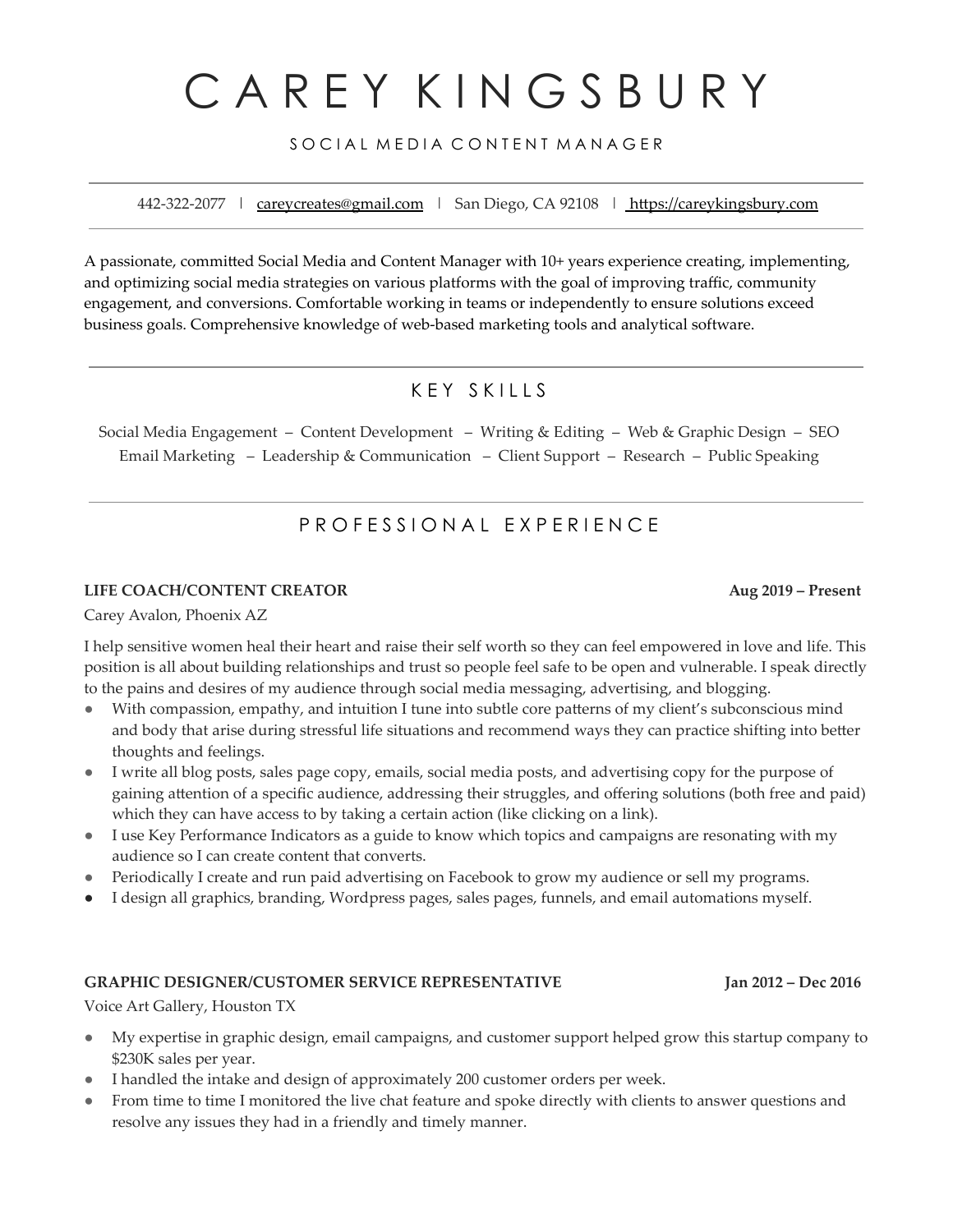# CAREY KINGSBURY

SOCIAL MEDIA CONTENT MANAGER

442-322-2077 | careycreates@gmail.com | San Diego, CA 92108 | https://careykingsbury.com

A passionate, committed Social Media and Content Manager with 10+ years experience creating, implementing, and optimizing social media strategies on various platforms with the goal of improving traffic, community engagement, and conversions. Comfortable working in teams or independently to ensure solutions exceed business goals. Comprehensive knowledge of web-based marketing tools and analytical software.

## KEY SKILLS

Social Media Engagement – Content Development – Writing & Editing – Web & Graphic Design – SEO
Email Marketing – Leadership & Communication – Client Support – Research – Public Speaking

## PROFESSIONAL EXPERIENCE

**LIFE COACH/CONTENT CREATOR** **Aug 2019 – Present**

Carey Avalon, Phoenix AZ

I help sensitive women heal their heart and raise their self worth so they can feel empowered in love and life. This position is all about building relationships and trust so people feel safe to be open and vulnerable. I speak directly to the pains and desires of my audience through social media messaging, advertising, and blogging.

- With compassion, empathy, and intuition I tune into subtle core patterns of my client's subconscious mind and body that arise during stressful life situations and recommend ways they can practice shifting into better thoughts and feelings.
- I write all blog posts, sales page copy, emails, social media posts, and advertising copy for the purpose of gaining attention of a specific audience, addressing their struggles, and offering solutions (both free and paid) which they can have access to by taking a certain action (like clicking on a link).
- I use Key Performance Indicators as a guide to know which topics and campaigns are resonating with my audience so I can create content that converts.
- Periodically I create and run paid advertising on Facebook to grow my audience or sell my programs.
- I design all graphics, branding, Wordpress pages, sales pages, funnels, and email automations myself.

**GRAPHIC DESIGNER/CUSTOMER SERVICE REPRESENTATIVE** **Jan 2012 – Dec 2016**

Voice Art Gallery, Houston TX

- My expertise in graphic design, email campaigns, and customer support helped grow this startup company to $230K sales per year.
- I handled the intake and design of approximately 200 customer orders per week.
- From time to time I monitored the live chat feature and spoke directly with clients to answer questions and resolve any issues they had in a friendly and timely manner.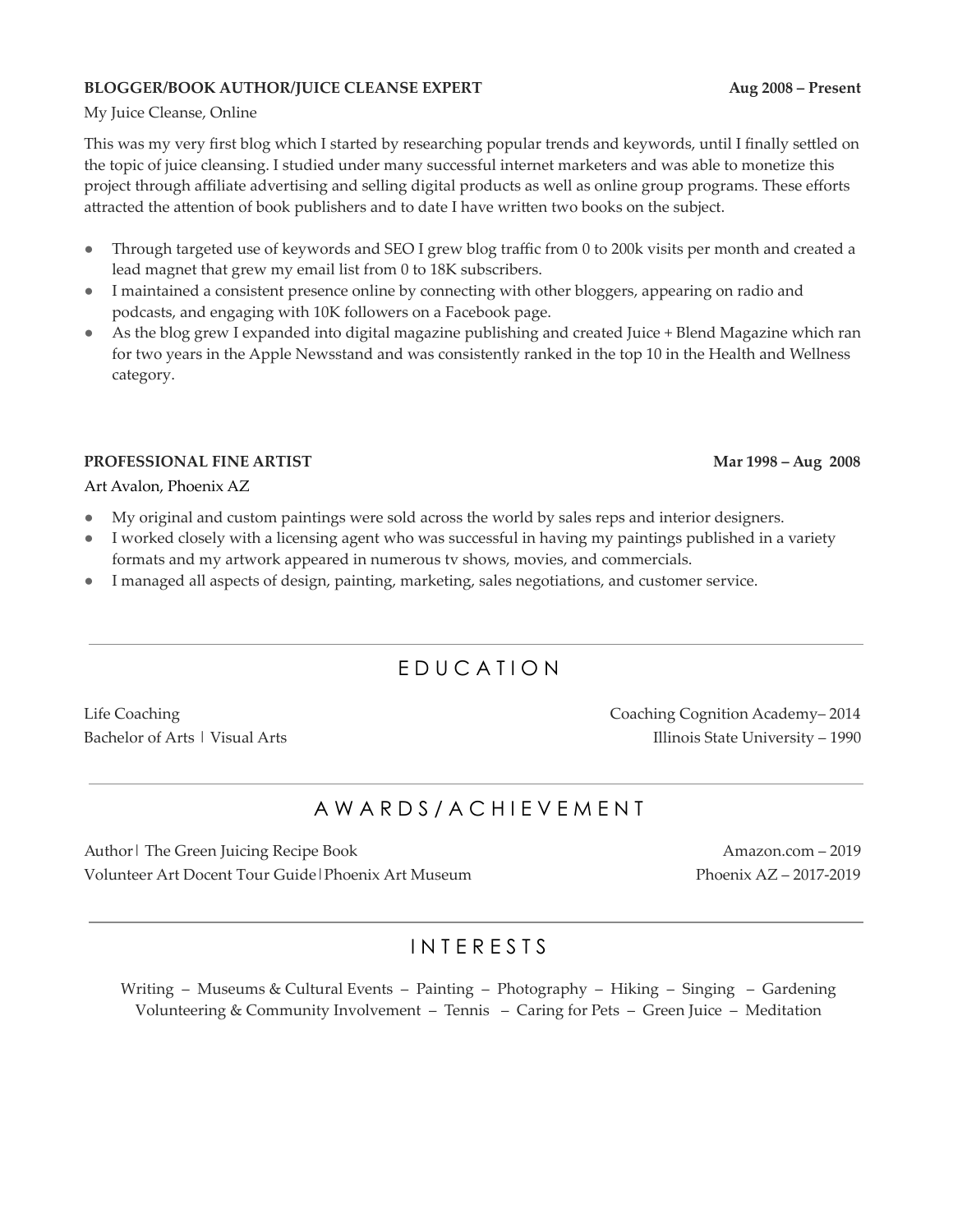**BLOGGER/BOOK AUTHOR/JUICE CLEANSE EXPERT** **Aug 2008 – Present**

My Juice Cleanse, Online

This was my very first blog which I started by researching popular trends and keywords, until I finally settled on the topic of juice cleansing. I studied under many successful internet marketers and was able to monetize this project through affiliate advertising and selling digital products as well as online group programs. These efforts attracted the attention of book publishers and to date I have written two books on the subject.

- Through targeted use of keywords and SEO I grew blog traffic from 0 to 200k visits per month and created a lead magnet that grew my email list from 0 to 18K subscribers.
- I maintained a consistent presence online by connecting with other bloggers, appearing on radio and podcasts, and engaging with 10K followers on a Facebook page.
- As the blog grew I expanded into digital magazine publishing and created Juice + Blend Magazine which ran for two years in the Apple Newsstand and was consistently ranked in the top 10 in the Health and Wellness category.

**PROFESSIONAL FINE ARTIST** **Mar 1998 – Aug 2008**

Art Avalon, Phoenix AZ

- My original and custom paintings were sold across the world by sales reps and interior designers.
- I worked closely with a licensing agent who was successful in having my paintings published in a variety formats and my artwork appeared in numerous tv shows, movies, and commercials.
- I managed all aspects of design, painting, marketing, sales negotiations, and customer service.

---

## EDUCATION

Life Coaching — Coaching Cognition Academy– 2014

Bachelor of Arts | Visual Arts — Illinois State University – 1990

---

## AWARDS/ACHIEVEMENT

Author | The Green Juicing Recipe Book — Amazon.com – 2019

Volunteer Art Docent Tour Guide | Phoenix Art Museum — Phoenix AZ – 2017-2019

---

## INTERESTS

Writing – Museums & Cultural Events – Painting – Photography – Hiking – Singing – Gardening
Volunteering & Community Involvement – Tennis – Caring for Pets – Green Juice – Meditation